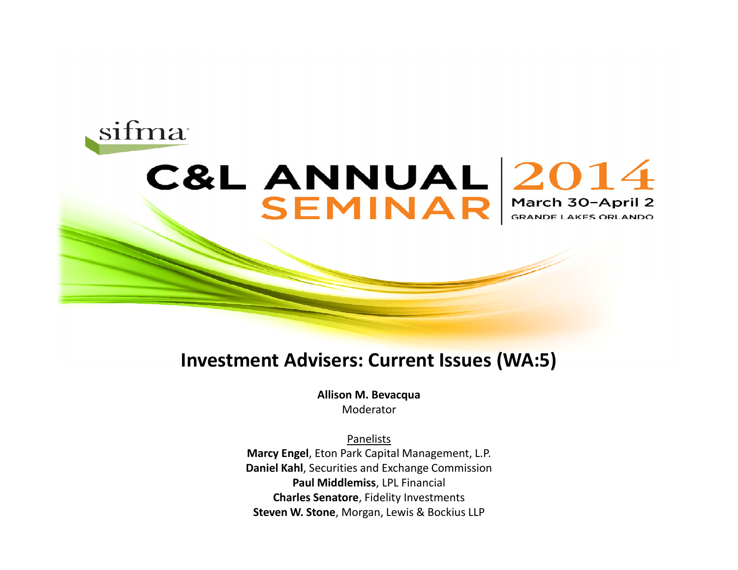sifma

# C&L ANNUAL SEMINAR 2014

March 30–April 2

GRANDE LAKES ORLANDO

## Investment Advisers: Current Issues (WA:5)

**Allison M. Bevacqua**
Moderator

Panelists

**Marcy Engel**, Eton Park Capital Management, L.P.
**Daniel Kahl**, Securities and Exchange Commission
**Paul Middlemiss**, LPL Financial
**Charles Senatore**, Fidelity Investments
**Steven W. Stone**, Morgan, Lewis & Bockius LLP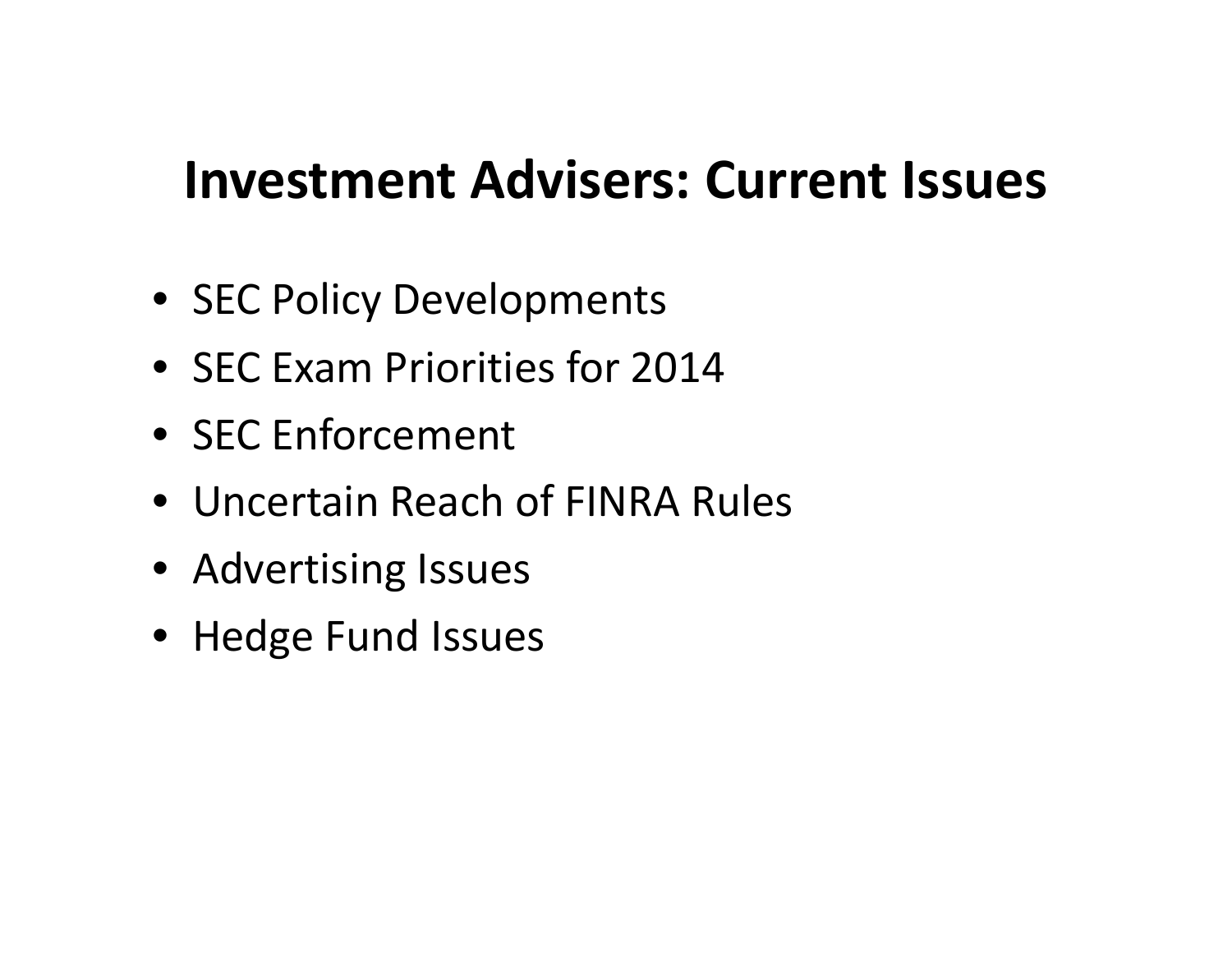# Investment Advisers: Current Issues

- SEC Policy Developments
- SEC Exam Priorities for 2014
- SEC Enforcement
- Uncertain Reach of FINRA Rules
- Advertising Issues
- Hedge Fund Issues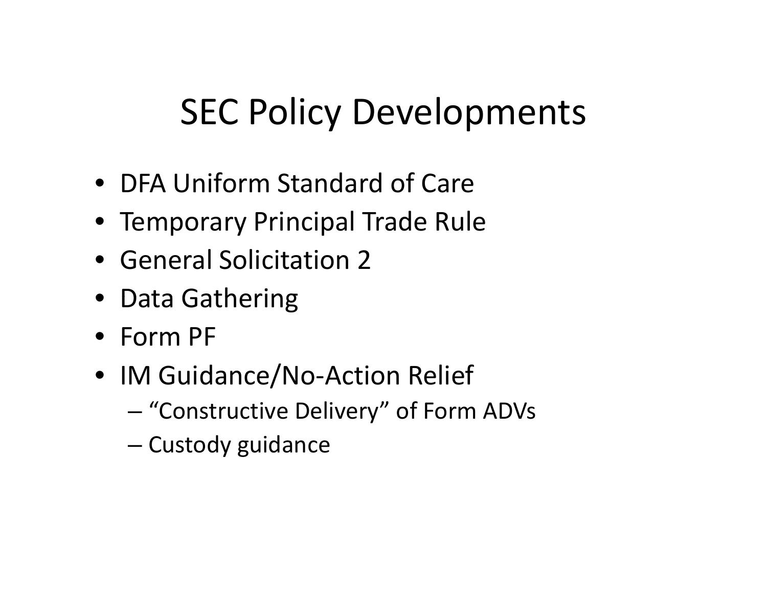# SEC Policy Developments

- DFA Uniform Standard of Care
- Temporary Principal Trade Rule
- General Solicitation 2
- Data Gathering
- Form PF
- IM Guidance/No-Action Relief
  - "Constructive Delivery" of Form ADVs
  - Custody guidance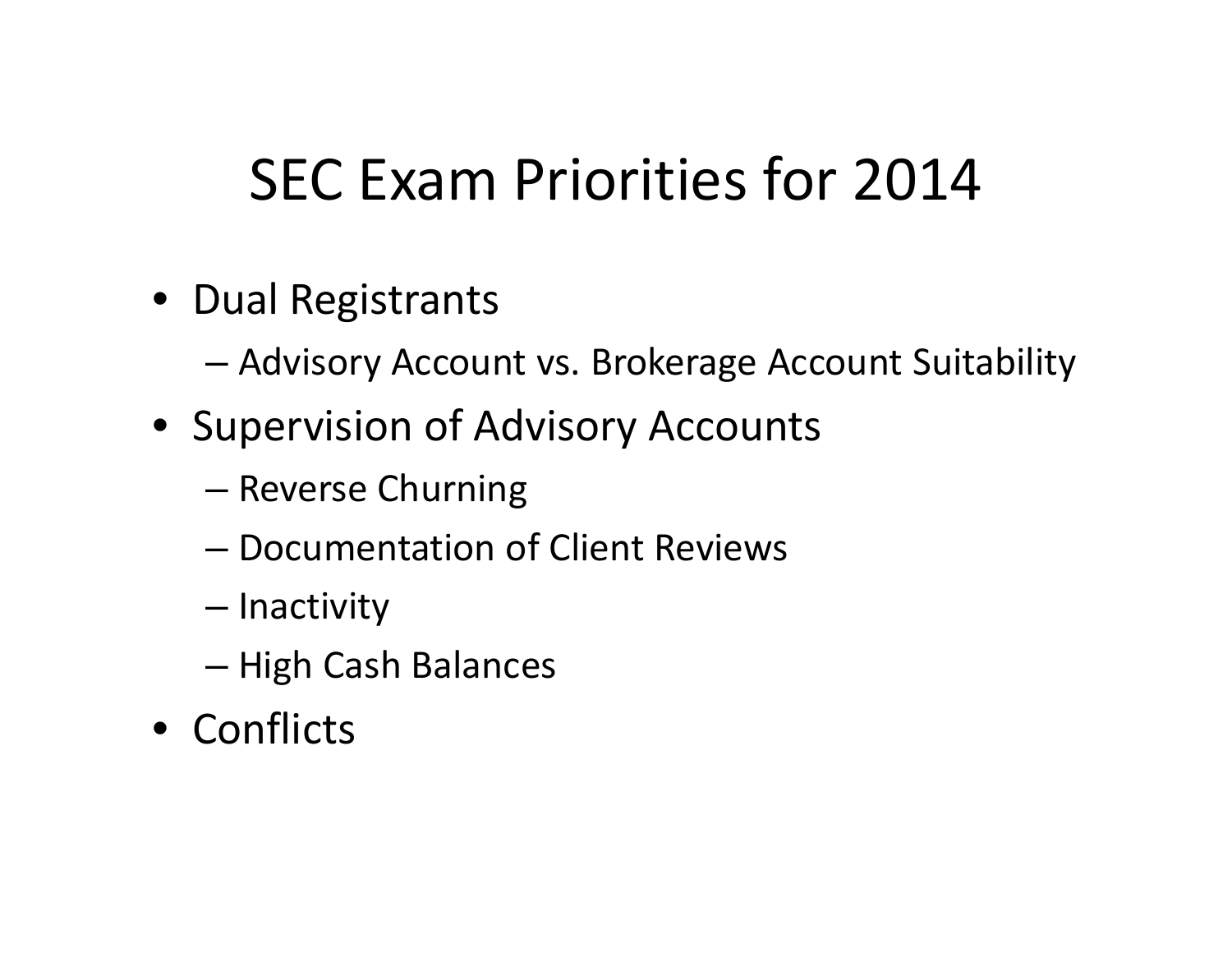# SEC Exam Priorities for 2014

- Dual Registrants
  - Advisory Account vs. Brokerage Account Suitability
- Supervision of Advisory Accounts
  - Reverse Churning
  - Documentation of Client Reviews
  - Inactivity
  - High Cash Balances
- Conflicts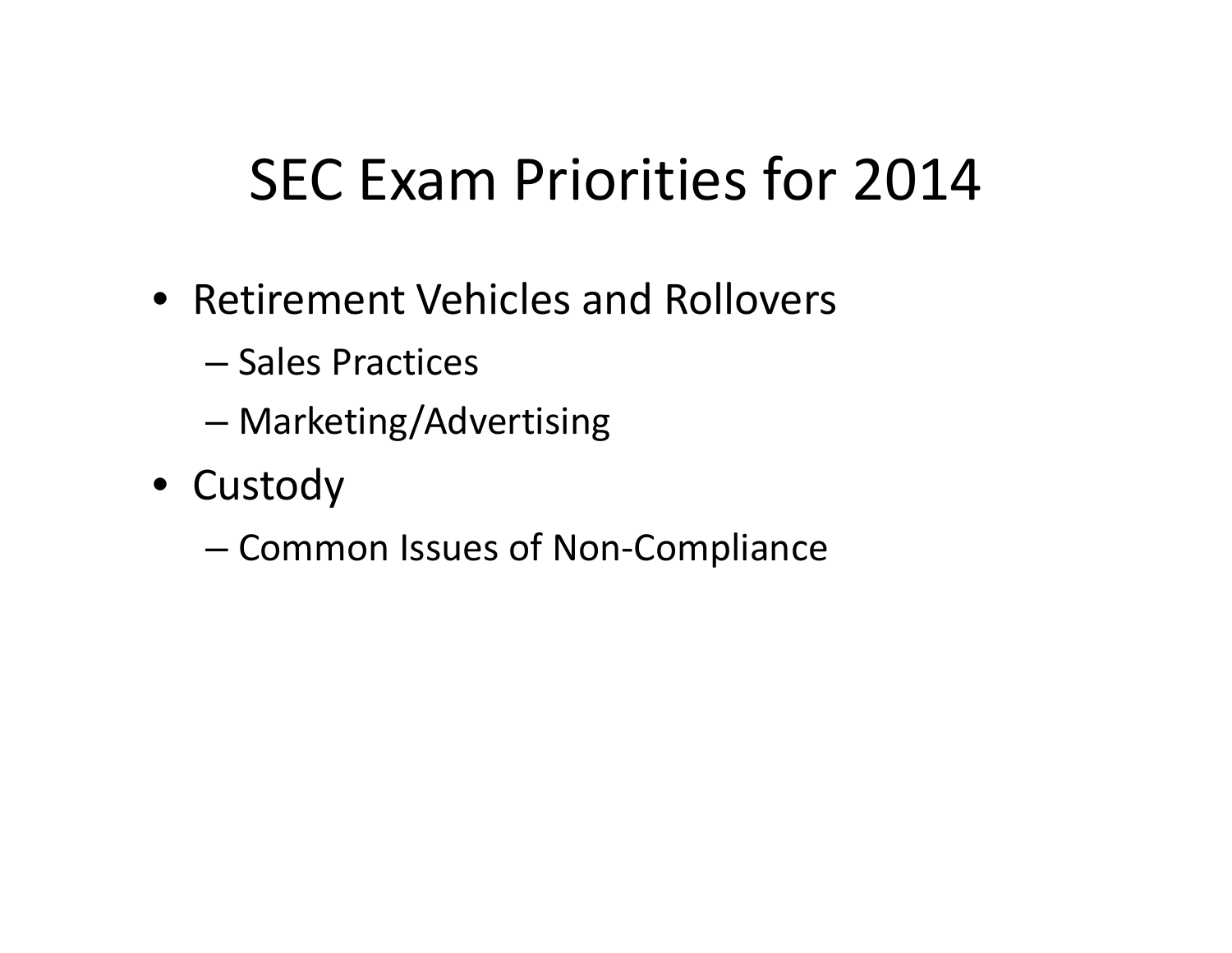# SEC Exam Priorities for 2014

- Retirement Vehicles and Rollovers
  - Sales Practices
  - Marketing/Advertising
- Custody
  - Common Issues of Non-Compliance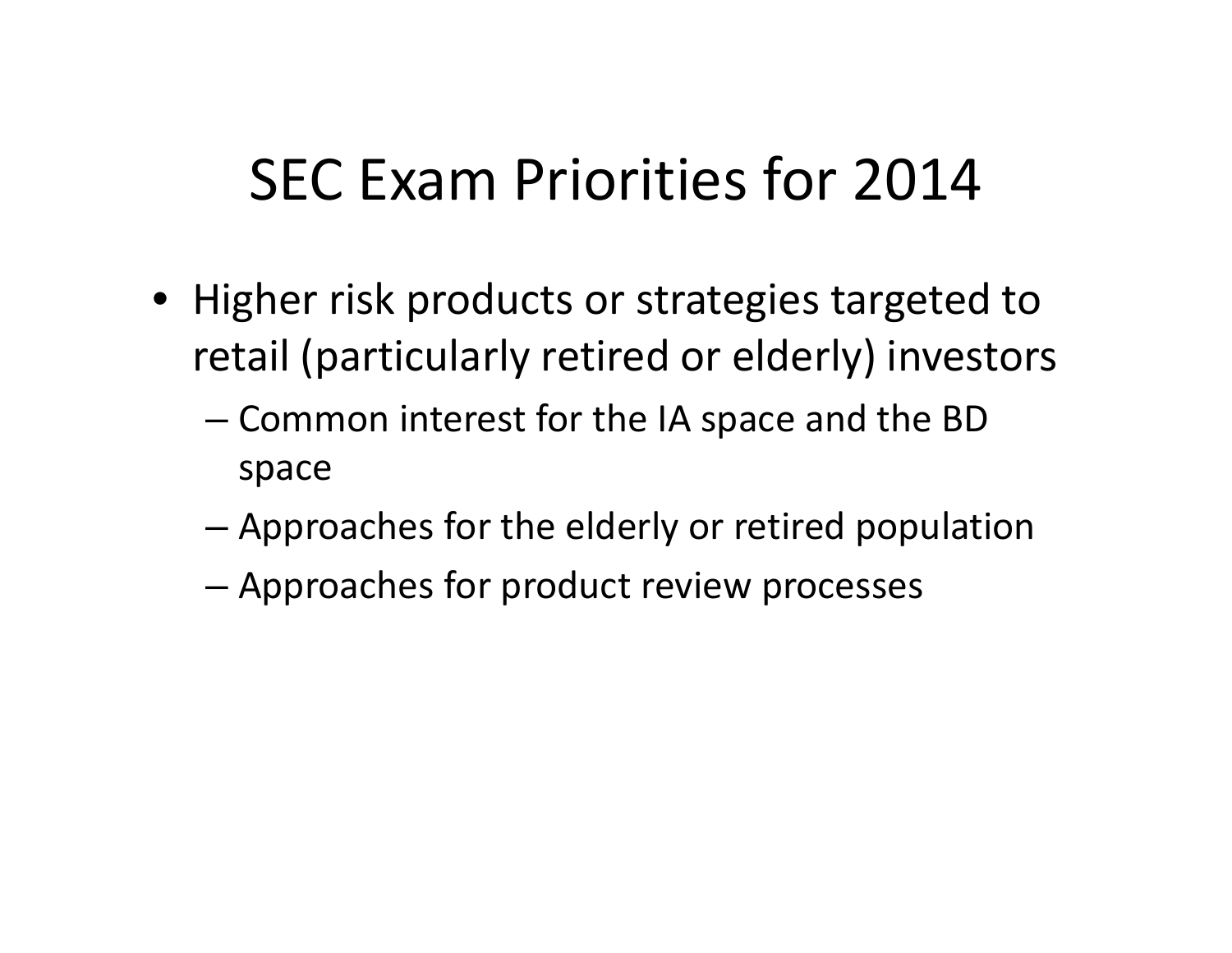# SEC Exam Priorities for 2014

- Higher risk products or strategies targeted to retail (particularly retired or elderly) investors
  - Common interest for the IA space and the BD space
  - Approaches for the elderly or retired population
  - Approaches for product review processes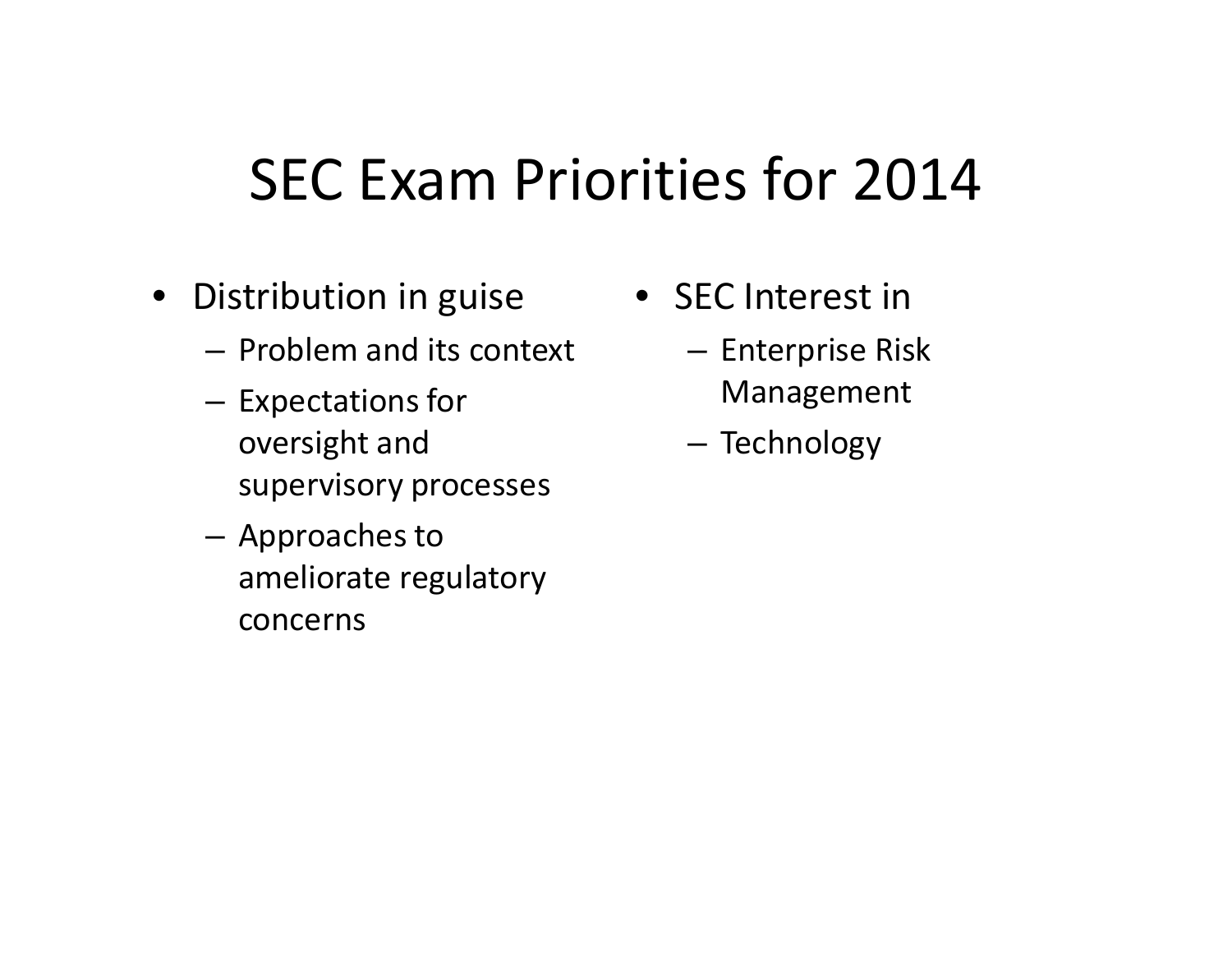# SEC Exam Priorities for 2014

- Distribution in guise
  - Problem and its context
  - Expectations for oversight and supervisory processes
  - Approaches to ameliorate regulatory concerns
- SEC Interest in
  - Enterprise Risk Management
  - Technology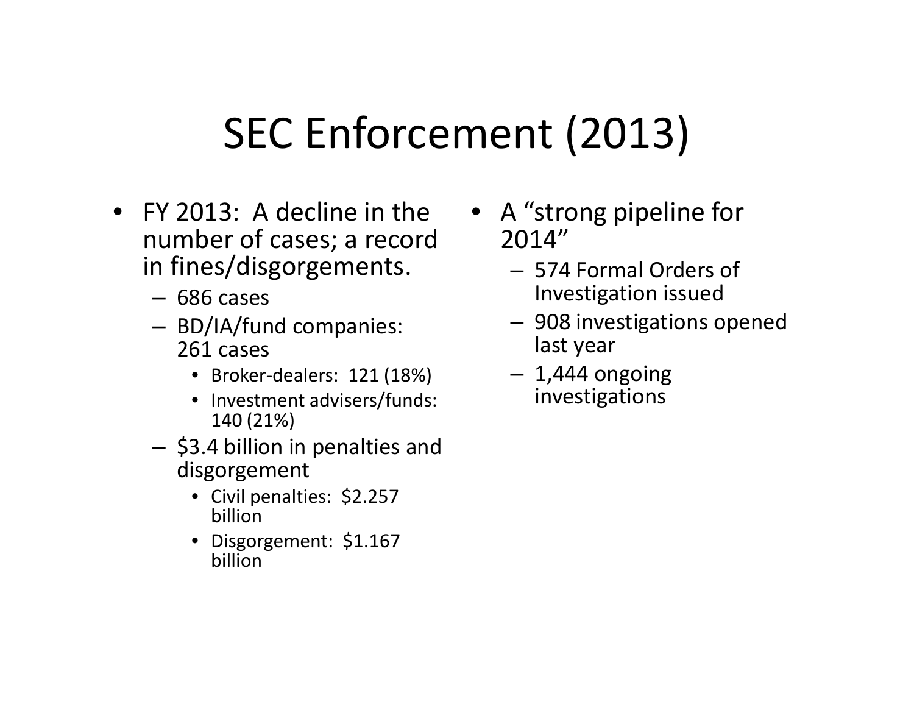# SEC Enforcement (2013)

- FY 2013: A decline in the number of cases; a record in fines/disgorgements.
  - 686 cases
  - BD/IA/fund companies: 261 cases
    - Broker-dealers: 121 (18%)
    - Investment advisers/funds: 140 (21%)
  - $3.4 billion in penalties and disgorgement
    - Civil penalties: $2.257 billion
    - Disgorgement: $1.167 billion
- A "strong pipeline for 2014"
  - 574 Formal Orders of Investigation issued
  - 908 investigations opened last year
  - 1,444 ongoing investigations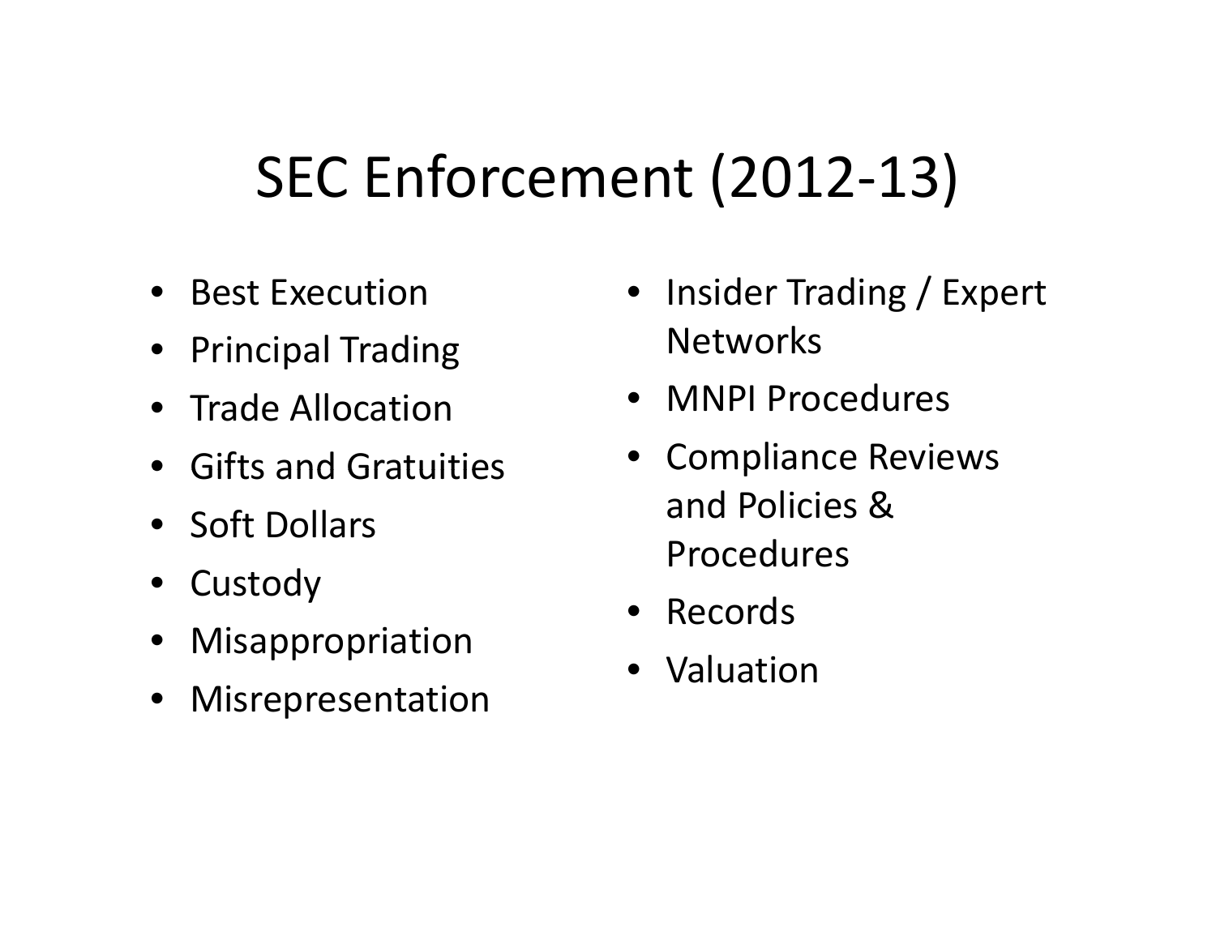# SEC Enforcement (2012-13)

- Best Execution
- Principal Trading
- Trade Allocation
- Gifts and Gratuities
- Soft Dollars
- Custody
- Misappropriation
- Misrepresentation
- Insider Trading / Expert Networks
- MNPI Procedures
- Compliance Reviews and Policies & Procedures
- Records
- Valuation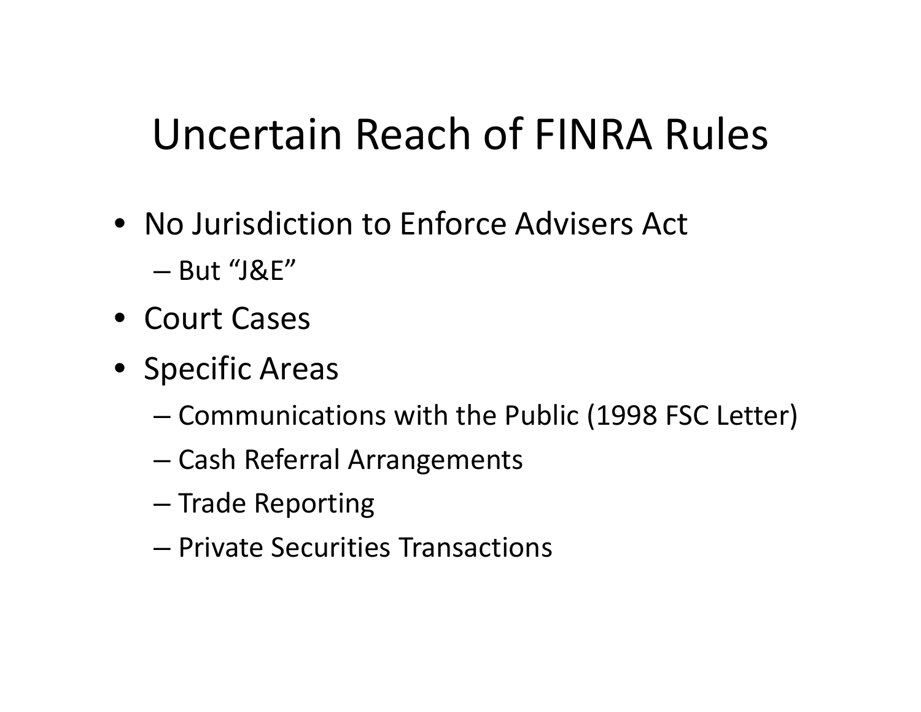# Uncertain Reach of FINRA Rules

- No Jurisdiction to Enforce Advisers Act
  - But “J&E”
- Court Cases
- Specific Areas
  - Communications with the Public (1998 FSC Letter)
  - Cash Referral Arrangements
  - Trade Reporting
  - Private Securities Transactions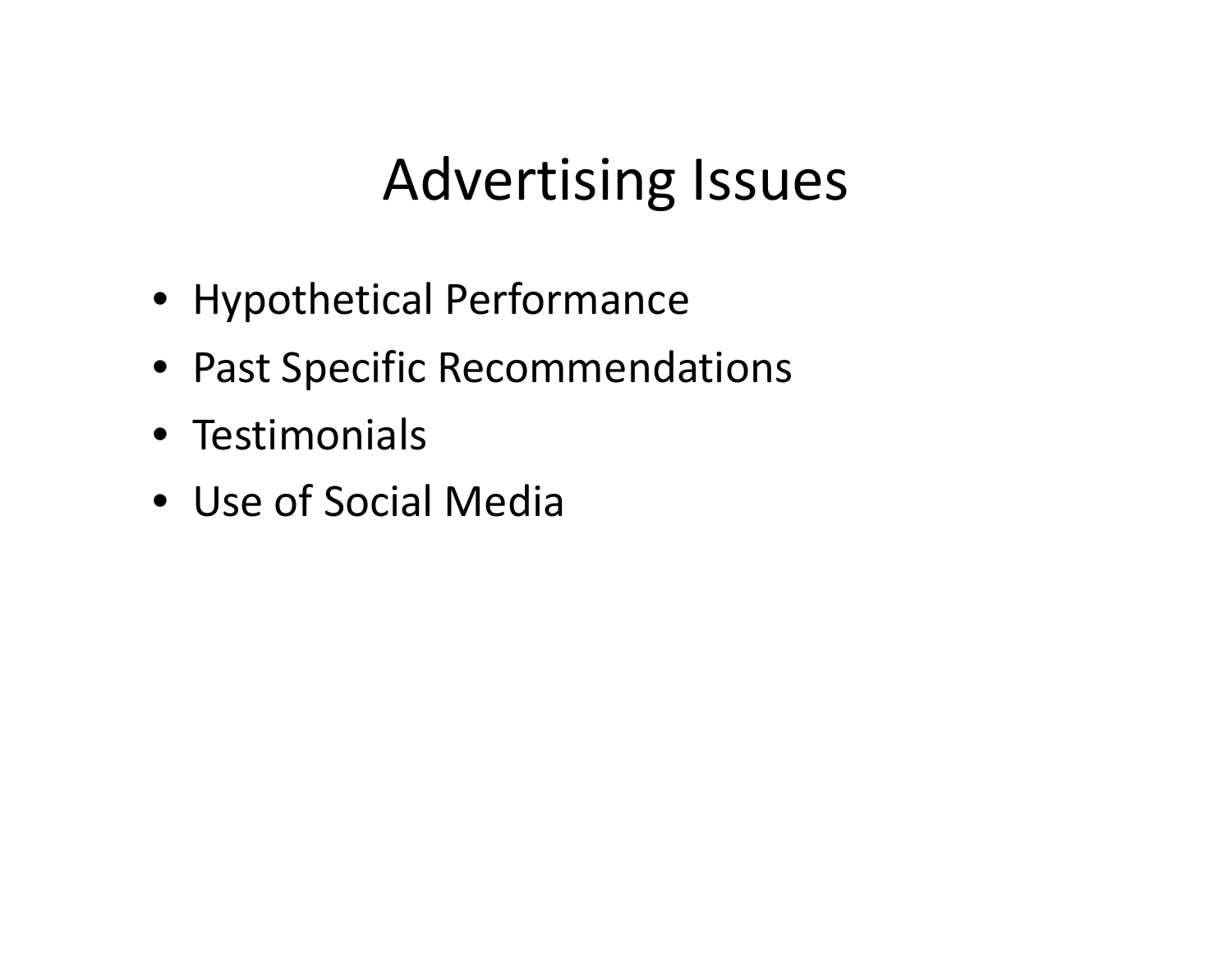# Advertising Issues

- Hypothetical Performance
- Past Specific Recommendations
- Testimonials
- Use of Social Media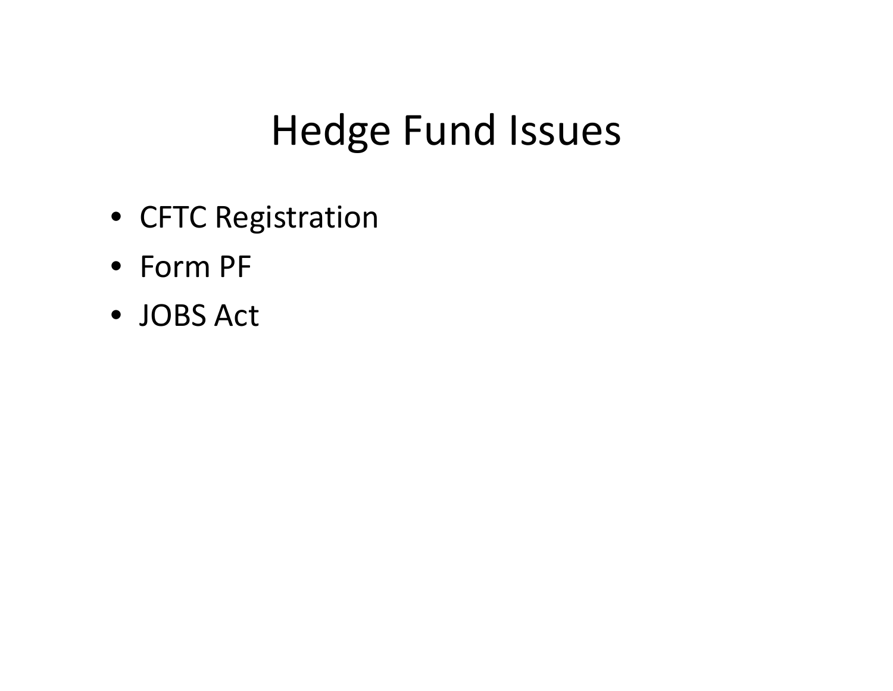# Hedge Fund Issues

- CFTC Registration
- Form PF
- JOBS Act